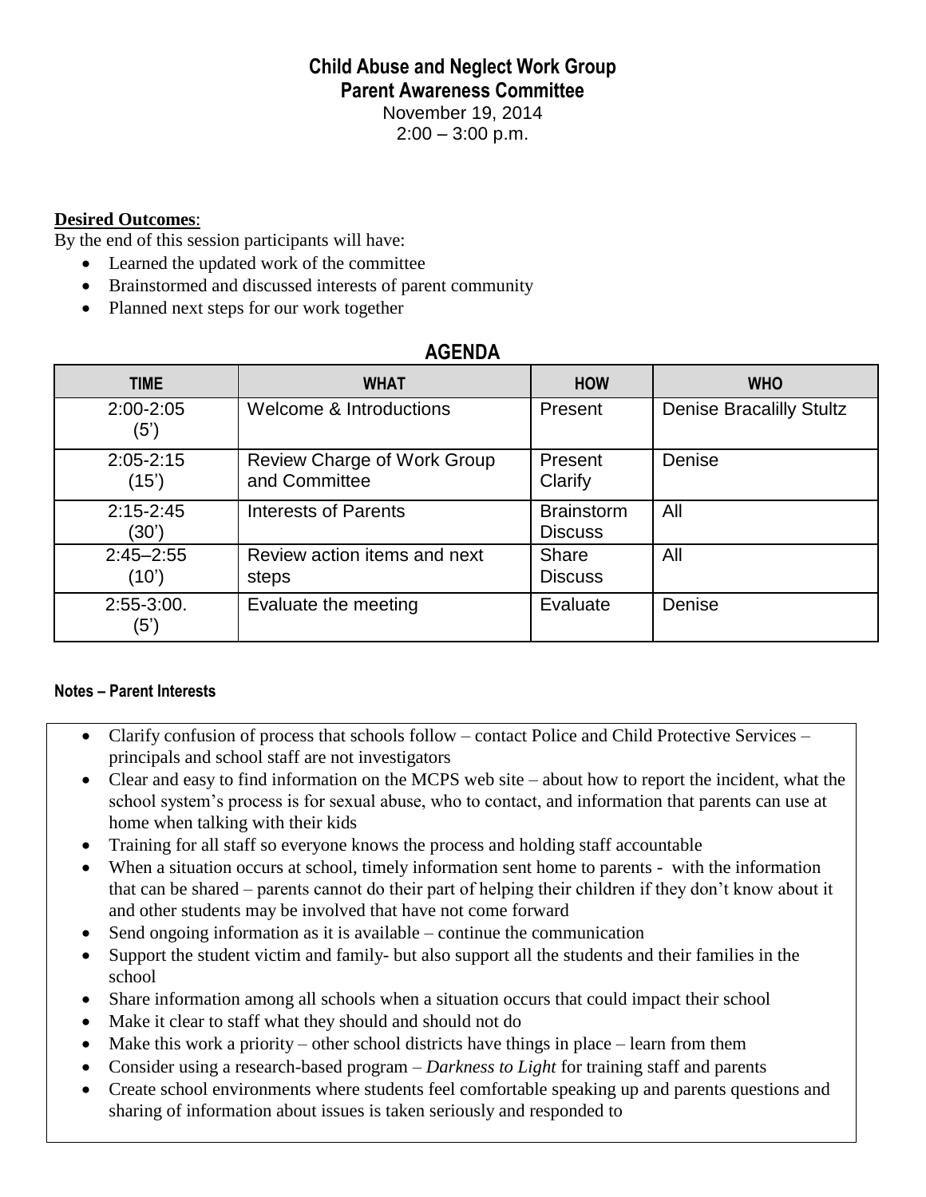# Child Abuse and Neglect Work Group
## Parent Awareness Committee

November 19, 2014
2:00 – 3:00 p.m.

**Desired Outcomes**:
By the end of this session participants will have:

- Learned the updated work of the committee
- Brainstormed and discussed interests of parent community
- Planned next steps for our work together

## AGENDA

| TIME | WHAT | HOW | WHO |
|---|---|---|---|
| 2:00-2:05 (5') | Welcome & Introductions | Present | Denise Bracalilly Stultz |
| 2:05-2:15 (15') | Review Charge of Work Group and Committee | Present Clarify | Denise |
| 2:15-2:45 (30') | Interests of Parents | Brainstorm Discuss | All |
| 2:45–2:55 (10') | Review action items and next steps | Share Discuss | All |
| 2:55-3:00. (5') | Evaluate the meeting | Evaluate | Denise |

### Notes – Parent Interests

- Clarify confusion of process that schools follow – contact Police and Child Protective Services – principals and school staff are not investigators
- Clear and easy to find information on the MCPS web site – about how to report the incident, what the school system's process is for sexual abuse, who to contact, and information that parents can use at home when talking with their kids
- Training for all staff so everyone knows the process and holding staff accountable
- When a situation occurs at school, timely information sent home to parents - with the information that can be shared – parents cannot do their part of helping their children if they don't know about it and other students may be involved that have not come forward
- Send ongoing information as it is available – continue the communication
- Support the student victim and family- but also support all the students and their families in the school
- Share information among all schools when a situation occurs that could impact their school
- Make it clear to staff what they should and should not do
- Make this work a priority – other school districts have things in place – learn from them
- Consider using a research-based program – *Darkness to Light* for training staff and parents
- Create school environments where students feel comfortable speaking up and parents questions and sharing of information about issues is taken seriously and responded to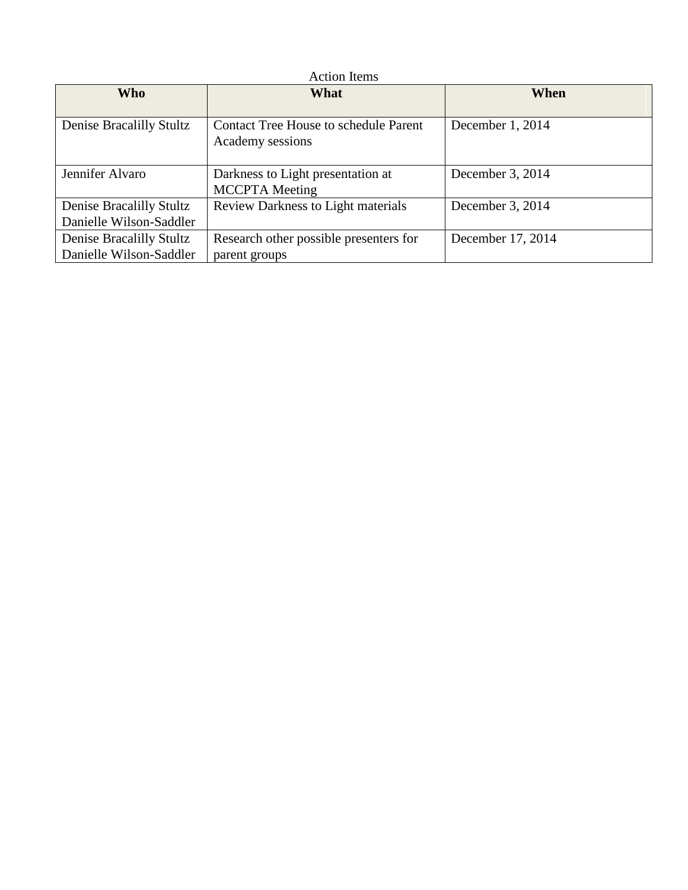Action Items

| Who | What | When |
|---|---|---|
| Denise Bracalilly Stultz | Contact Tree House to schedule Parent Academy sessions | December 1, 2014 |
| Jennifer Alvaro | Darkness to Light presentation at MCCPTA Meeting | December 3, 2014 |
| Denise Bracalilly Stultz<br>Danielle Wilson-Saddler | Review Darkness to Light materials | December 3, 2014 |
| Denise Bracalilly Stultz<br>Danielle Wilson-Saddler | Research other possible presenters for parent groups | December 17, 2014 |